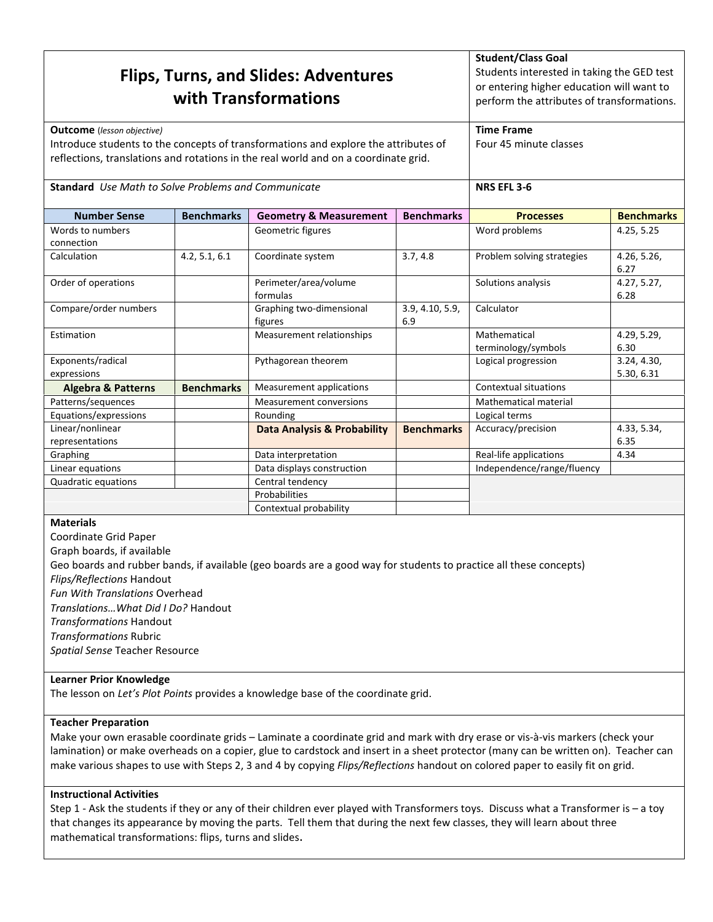# Flips, Turns, and Slides: Adventures with Transformations

**Student/Class Goal**
Students interested in taking the GED test or entering higher education will want to perform the attributes of transformations.

**Outcome** (*lesson objective*)
Introduce students to the concepts of transformations and explore the attributes of reflections, translations and rotations in the real world and on a coordinate grid.

**Time Frame**
Four 45 minute classes

**Standard** *Use Math to Solve Problems and Communicate*

**NRS EFL 3-6**

| Number Sense | Benchmarks | Geometry & Measurement | Benchmarks | Processes | Benchmarks |
|---|---|---|---|---|---|
| Words to numbers connection | | Geometric figures | | Word problems | 4.25, 5.25 |
| Calculation | 4.2, 5.1, 6.1 | Coordinate system | 3.7, 4.8 | Problem solving strategies | 4.26, 5.26, 6.27 |
| Order of operations | | Perimeter/area/volume formulas | | Solutions analysis | 4.27, 5.27, 6.28 |
| Compare/order numbers | | Graphing two-dimensional figures | 3.9, 4.10, 5.9, 6.9 | Calculator | |
| Estimation | | Measurement relationships | | Mathematical terminology/symbols | 4.29, 5.29, 6.30 |
| Exponents/radical expressions | | Pythagorean theorem | | Logical progression | 3.24, 4.30, 5.30, 6.31 |
| **Algebra & Patterns** | **Benchmarks** | Measurement applications | | Contextual situations | |
| Patterns/sequences | | Measurement conversions | | Mathematical material | |
| Equations/expressions | | Rounding | | Logical terms | |
| Linear/nonlinear representations | | **Data Analysis & Probability** | **Benchmarks** | Accuracy/precision | 4.33, 5.34, 6.35 |
| Graphing | | Data interpretation | | Real-life applications | 4.34 |
| Linear equations | | Data displays construction | | Independence/range/fluency | |
| Quadratic equations | | Central tendency | | | |
| | | Probabilities | | | |
| | | Contextual probability | | | |

**Materials**
Coordinate Grid Paper
Graph boards, if available
Geo boards and rubber bands, if available (geo boards are a good way for students to practice all these concepts)
*Flips/Reflections* Handout
*Fun With Translations* Overhead
*Translations…What Did I Do?* Handout
*Transformations* Handout
*Transformations* Rubric
*Spatial Sense* Teacher Resource

**Learner Prior Knowledge**
The lesson on *Let's Plot Points* provides a knowledge base of the coordinate grid.

**Teacher Preparation**
Make your own erasable coordinate grids – Laminate a coordinate grid and mark with dry erase or vis-à-vis markers (check your lamination) or make overheads on a copier, glue to cardstock and insert in a sheet protector (many can be written on). Teacher can make various shapes to use with Steps 2, 3 and 4 by copying *Flips/Reflections* handout on colored paper to easily fit on grid.

**Instructional Activities**
Step 1 - Ask the students if they or any of their children ever played with Transformers toys. Discuss what a Transformer is – a toy that changes its appearance by moving the parts. Tell them that during the next few classes, they will learn about three mathematical transformations: flips, turns and slides.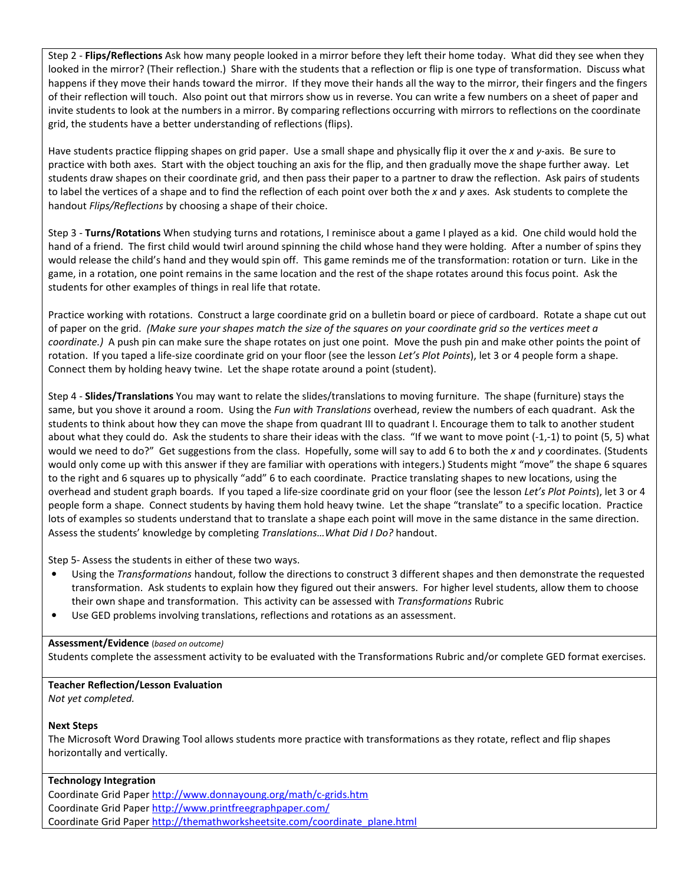Step 2 - **Flips/Reflections** Ask how many people looked in a mirror before they left their home today. What did they see when they looked in the mirror? (Their reflection.) Share with the students that a reflection or flip is one type of transformation. Discuss what happens if they move their hands toward the mirror. If they move their hands all the way to the mirror, their fingers and the fingers of their reflection will touch. Also point out that mirrors show us in reverse. You can write a few numbers on a sheet of paper and invite students to look at the numbers in a mirror. By comparing reflections occurring with mirrors to reflections on the coordinate grid, the students have a better understanding of reflections (flips).

Have students practice flipping shapes on grid paper. Use a small shape and physically flip it over the *x* and *y*-axis. Be sure to practice with both axes. Start with the object touching an axis for the flip, and then gradually move the shape further away. Let students draw shapes on their coordinate grid, and then pass their paper to a partner to draw the reflection. Ask pairs of students to label the vertices of a shape and to find the reflection of each point over both the *x* and *y* axes. Ask students to complete the handout *Flips/Reflections* by choosing a shape of their choice.

Step 3 - **Turns/Rotations** When studying turns and rotations, I reminisce about a game I played as a kid. One child would hold the hand of a friend. The first child would twirl around spinning the child whose hand they were holding. After a number of spins they would release the child's hand and they would spin off. This game reminds me of the transformation: rotation or turn. Like in the game, in a rotation, one point remains in the same location and the rest of the shape rotates around this focus point. Ask the students for other examples of things in real life that rotate.

Practice working with rotations. Construct a large coordinate grid on a bulletin board or piece of cardboard. Rotate a shape cut out of paper on the grid. *(Make sure your shapes match the size of the squares on your coordinate grid so the vertices meet a coordinate.)* A push pin can make sure the shape rotates on just one point. Move the push pin and make other points the point of rotation. If you taped a life-size coordinate grid on your floor (see the lesson *Let's Plot Points*), let 3 or 4 people form a shape. Connect them by holding heavy twine. Let the shape rotate around a point (student).

Step 4 - **Slides/Translations** You may want to relate the slides/translations to moving furniture. The shape (furniture) stays the same, but you shove it around a room. Using the *Fun with Translations* overhead, review the numbers of each quadrant. Ask the students to think about how they can move the shape from quadrant III to quadrant I. Encourage them to talk to another student about what they could do. Ask the students to share their ideas with the class. "If we want to move point (-1,-1) to point (5, 5) what would we need to do?" Get suggestions from the class. Hopefully, some will say to add 6 to both the *x* and *y* coordinates. (Students would only come up with this answer if they are familiar with operations with integers.) Students might "move" the shape 6 squares to the right and 6 squares up to physically "add" 6 to each coordinate. Practice translating shapes to new locations, using the overhead and student graph boards. If you taped a life-size coordinate grid on your floor (see the lesson *Let's Plot Points*), let 3 or 4 people form a shape. Connect students by having them hold heavy twine. Let the shape "translate" to a specific location. Practice lots of examples so students understand that to translate a shape each point will move in the same distance in the same direction. Assess the students' knowledge by completing *Translations…What Did I Do?* handout.

Step 5- Assess the students in either of these two ways.

- Using the *Transformations* handout, follow the directions to construct 3 different shapes and then demonstrate the requested transformation. Ask students to explain how they figured out their answers. For higher level students, allow them to choose their own shape and transformation. This activity can be assessed with *Transformations* Rubric
- Use GED problems involving translations, reflections and rotations as an assessment.

**Assessment/Evidence** (*based on outcome*)
Students complete the assessment activity to be evaluated with the Transformations Rubric and/or complete GED format exercises.

**Teacher Reflection/Lesson Evaluation**
*Not yet completed.*

**Next Steps**
The Microsoft Word Drawing Tool allows students more practice with transformations as they rotate, reflect and flip shapes horizontally and vertically.

**Technology Integration**
Coordinate Grid Paper http://www.donnayoung.org/math/c-grids.htm
Coordinate Grid Paper http://www.printfreegraphpaper.com/
Coordinate Grid Paper http://themathworksheetsite.com/coordinate_plane.html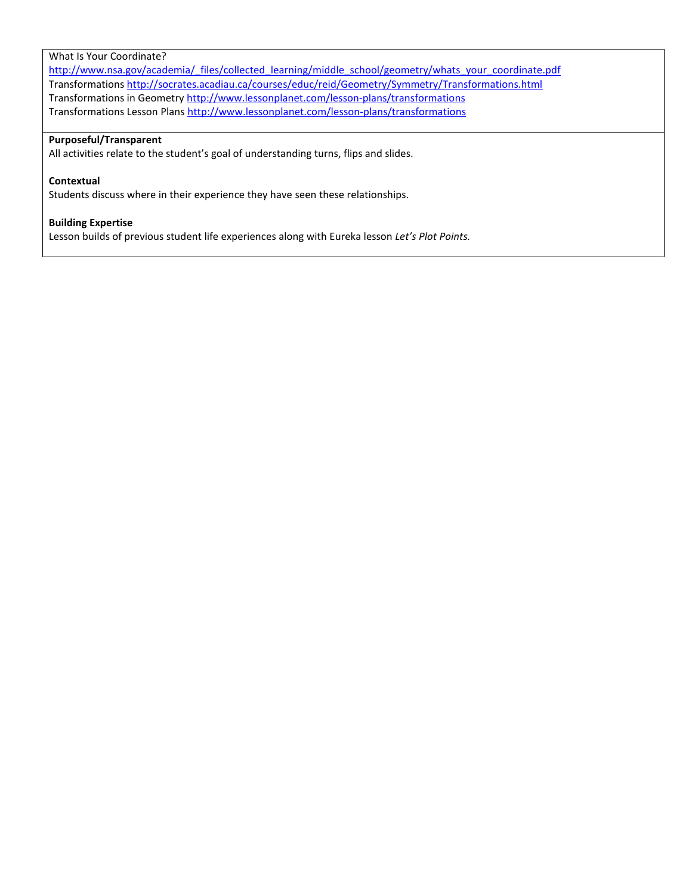What Is Your Coordinate?
http://www.nsa.gov/academia/_files/collected_learning/middle_school/geometry/whats_your_coordinate.pdf
Transformations http://socrates.acadiau.ca/courses/educ/reid/Geometry/Symmetry/Transformations.html
Transformations in Geometry http://www.lessonplanet.com/lesson-plans/transformations
Transformations Lesson Plans http://www.lessonplanet.com/lesson-plans/transformations

**Purposeful/Transparent**
All activities relate to the student's goal of understanding turns, flips and slides.

**Contextual**
Students discuss where in their experience they have seen these relationships.

**Building Expertise**
Lesson builds of previous student life experiences along with Eureka lesson *Let's Plot Points.*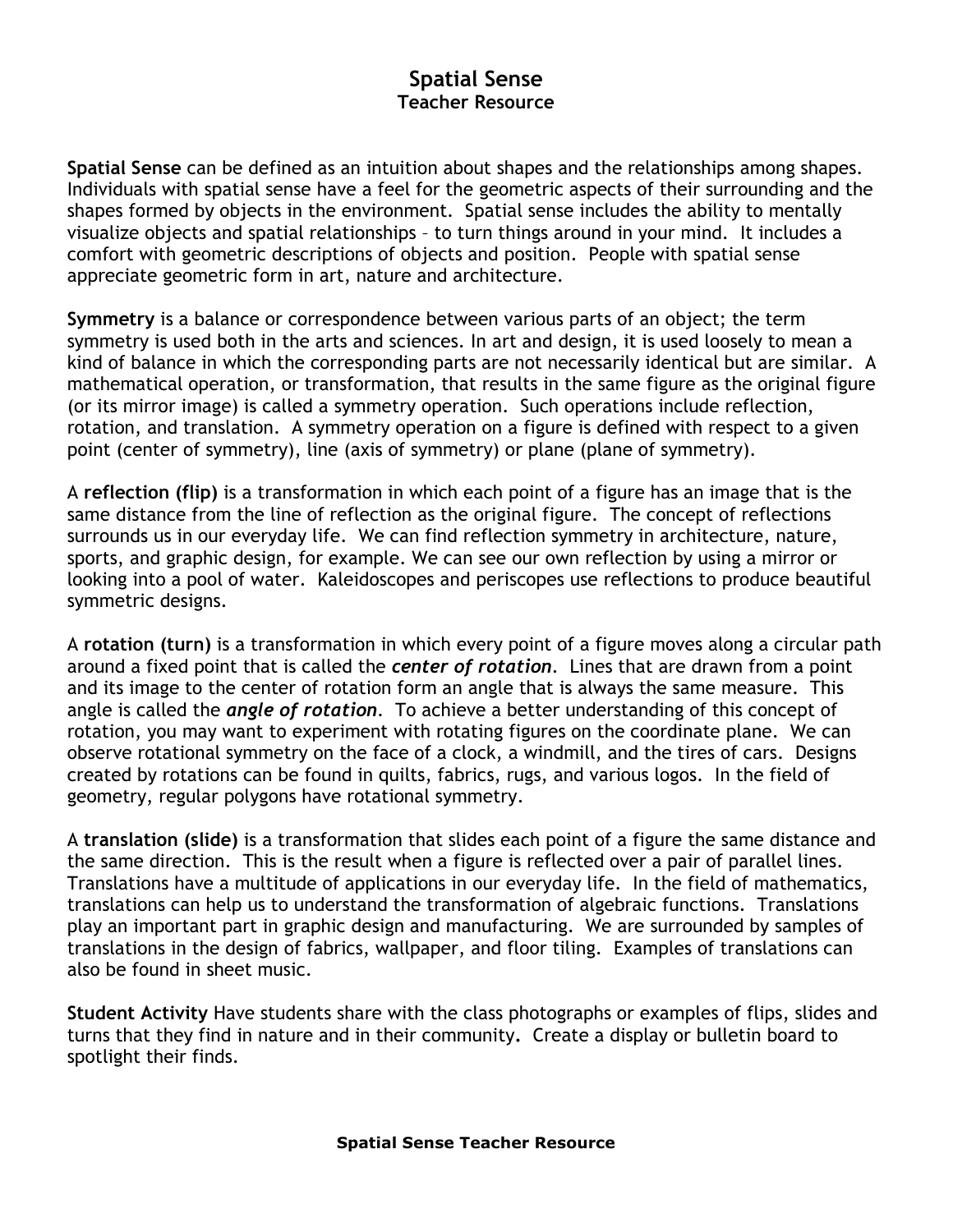# Spatial Sense
## Teacher Resource

**Spatial Sense** can be defined as an intuition about shapes and the relationships among shapes. Individuals with spatial sense have a feel for the geometric aspects of their surrounding and the shapes formed by objects in the environment. Spatial sense includes the ability to mentally visualize objects and spatial relationships – to turn things around in your mind. It includes a comfort with geometric descriptions of objects and position. People with spatial sense appreciate geometric form in art, nature and architecture.

**Symmetry** is a balance or correspondence between various parts of an object; the term symmetry is used both in the arts and sciences. In art and design, it is used loosely to mean a kind of balance in which the corresponding parts are not necessarily identical but are similar. A mathematical operation, or transformation, that results in the same figure as the original figure (or its mirror image) is called a symmetry operation. Such operations include reflection, rotation, and translation. A symmetry operation on a figure is defined with respect to a given point (center of symmetry), line (axis of symmetry) or plane (plane of symmetry).

A **reflection (flip)** is a transformation in which each point of a figure has an image that is the same distance from the line of reflection as the original figure. The concept of reflections surrounds us in our everyday life. We can find reflection symmetry in architecture, nature, sports, and graphic design, for example. We can see our own reflection by using a mirror or looking into a pool of water. Kaleidoscopes and periscopes use reflections to produce beautiful symmetric designs.

A **rotation (turn)** is a transformation in which every point of a figure moves along a circular path around a fixed point that is called the ***center of rotation***. Lines that are drawn from a point and its image to the center of rotation form an angle that is always the same measure. This angle is called the ***angle of rotation***. To achieve a better understanding of this concept of rotation, you may want to experiment with rotating figures on the coordinate plane. We can observe rotational symmetry on the face of a clock, a windmill, and the tires of cars. Designs created by rotations can be found in quilts, fabrics, rugs, and various logos. In the field of geometry, regular polygons have rotational symmetry.

A **translation (slide)** is a transformation that slides each point of a figure the same distance and the same direction. This is the result when a figure is reflected over a pair of parallel lines. Translations have a multitude of applications in our everyday life. In the field of mathematics, translations can help us to understand the transformation of algebraic functions. Translations play an important part in graphic design and manufacturing. We are surrounded by samples of translations in the design of fabrics, wallpaper, and floor tiling. Examples of translations can also be found in sheet music.

**Student Activity** Have students share with the class photographs or examples of flips, slides and turns that they find in nature and in their community**.** Create a display or bulletin board to spotlight their finds.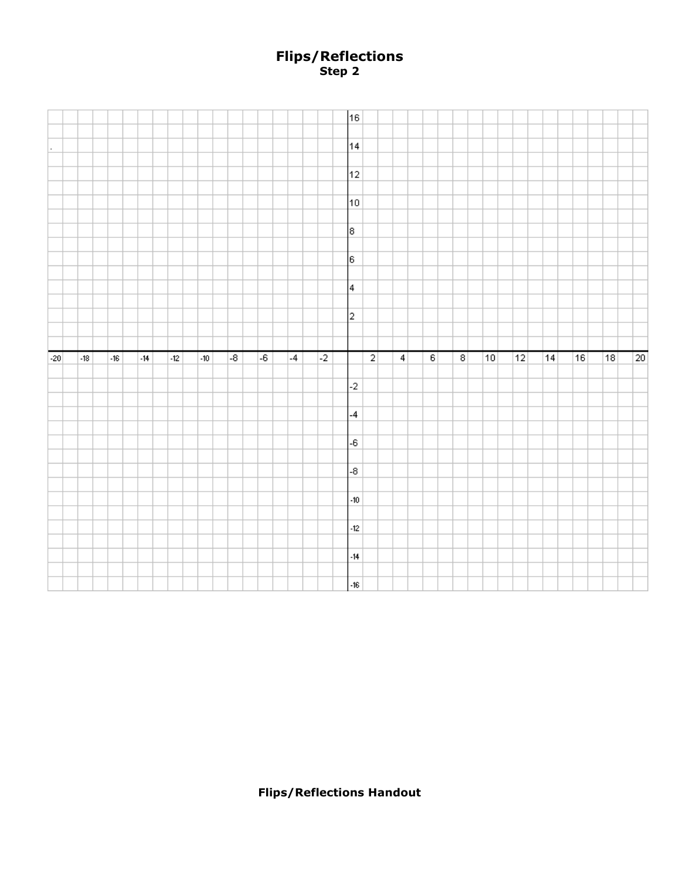# Flips/Reflections
**Step 2**

**Flips/Reflections Handout**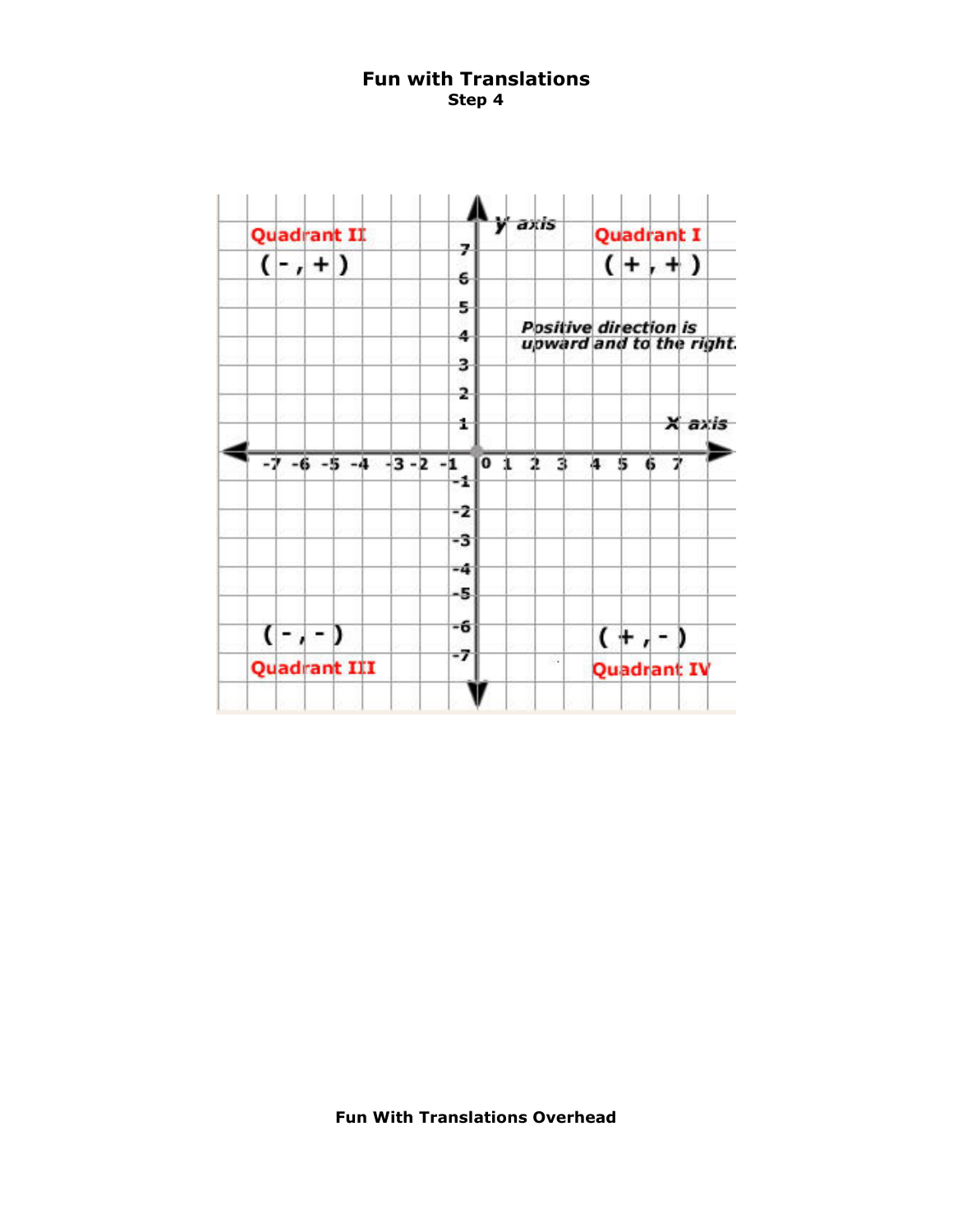# Fun with Translations

**Step 4**

Quadrant II

( - , + )

y axis

Quadrant I

( + , + )

Positive direction is upward and to the right.

X axis

( - , - )

Quadrant III

( + , - )

Quadrant IV

**Fun With Translations Overhead**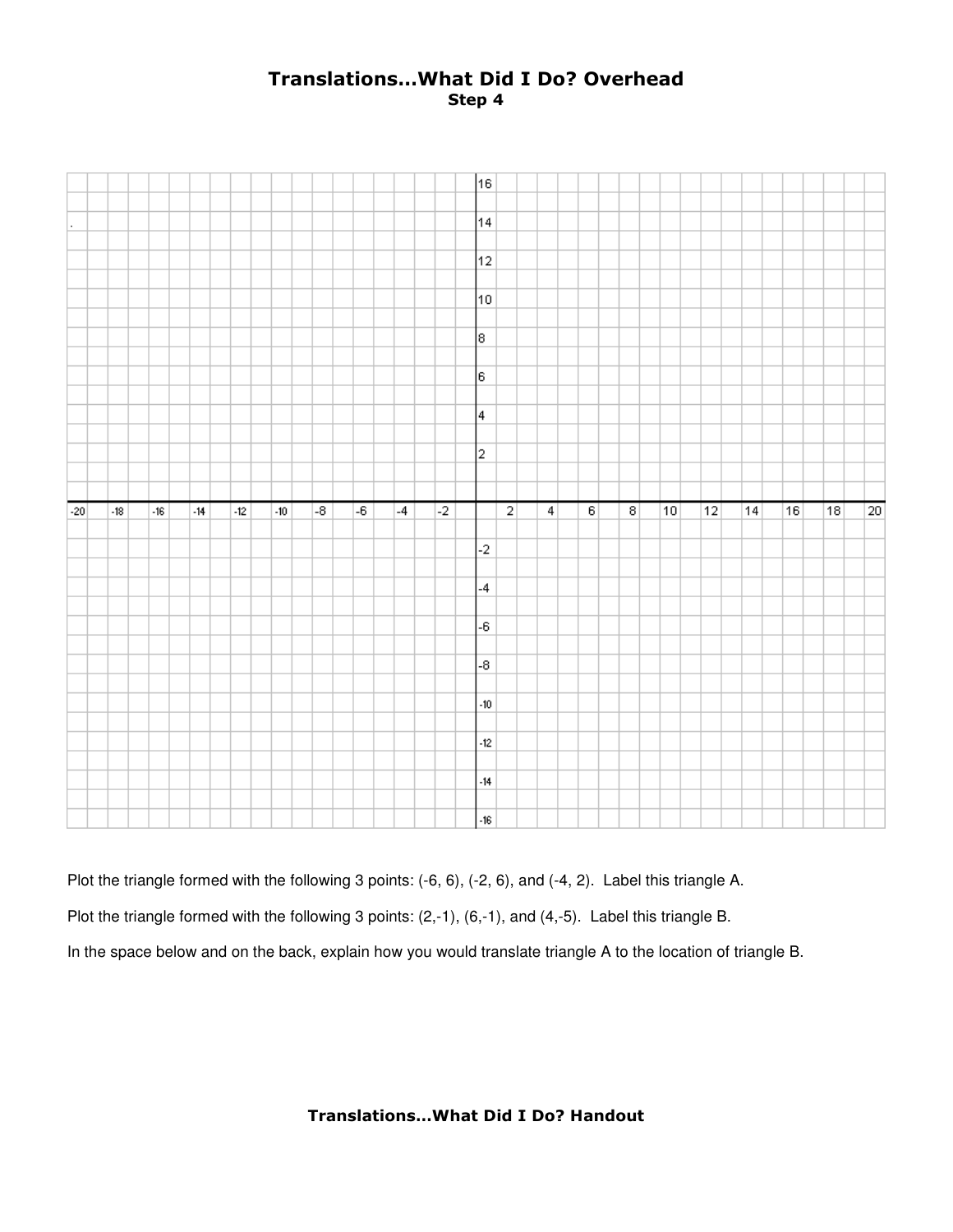# Translations…What Did I Do? Overhead

**Step 4**

Plot the triangle formed with the following 3 points: (-6, 6), (-2, 6), and (-4, 2). Label this triangle A.

Plot the triangle formed with the following 3 points: (2,-1), (6,-1), and (4,-5). Label this triangle B.

In the space below and on the back, explain how you would translate triangle A to the location of triangle B.

**Translations…What Did I Do? Handout**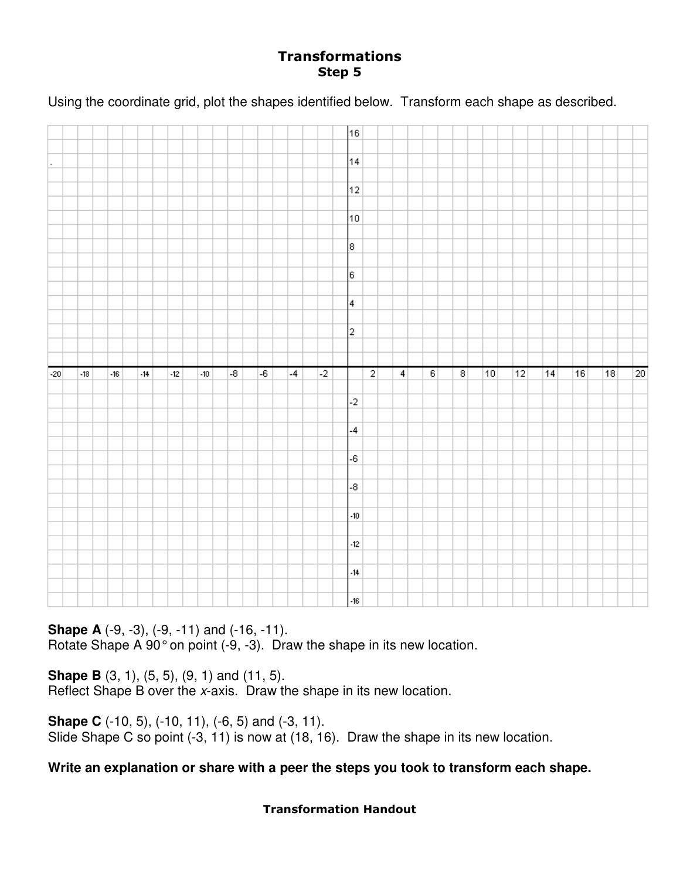# Transformations

## Step 5

Using the coordinate grid, plot the shapes identified below. Transform each shape as described.

**Shape A** (-9, -3), (-9, -11) and (-16, -11).
Rotate Shape A 90° on point (-9, -3). Draw the shape in its new location.

**Shape B** (3, 1), (5, 5), (9, 1) and (11, 5).
Reflect Shape B over the *x*-axis. Draw the shape in its new location.

**Shape C** (-10, 5), (-10, 11), (-6, 5) and (-3, 11).
Slide Shape C so point (-3, 11) is now at (18, 16). Draw the shape in its new location.

**Write an explanation or share with a peer the steps you took to transform each shape.**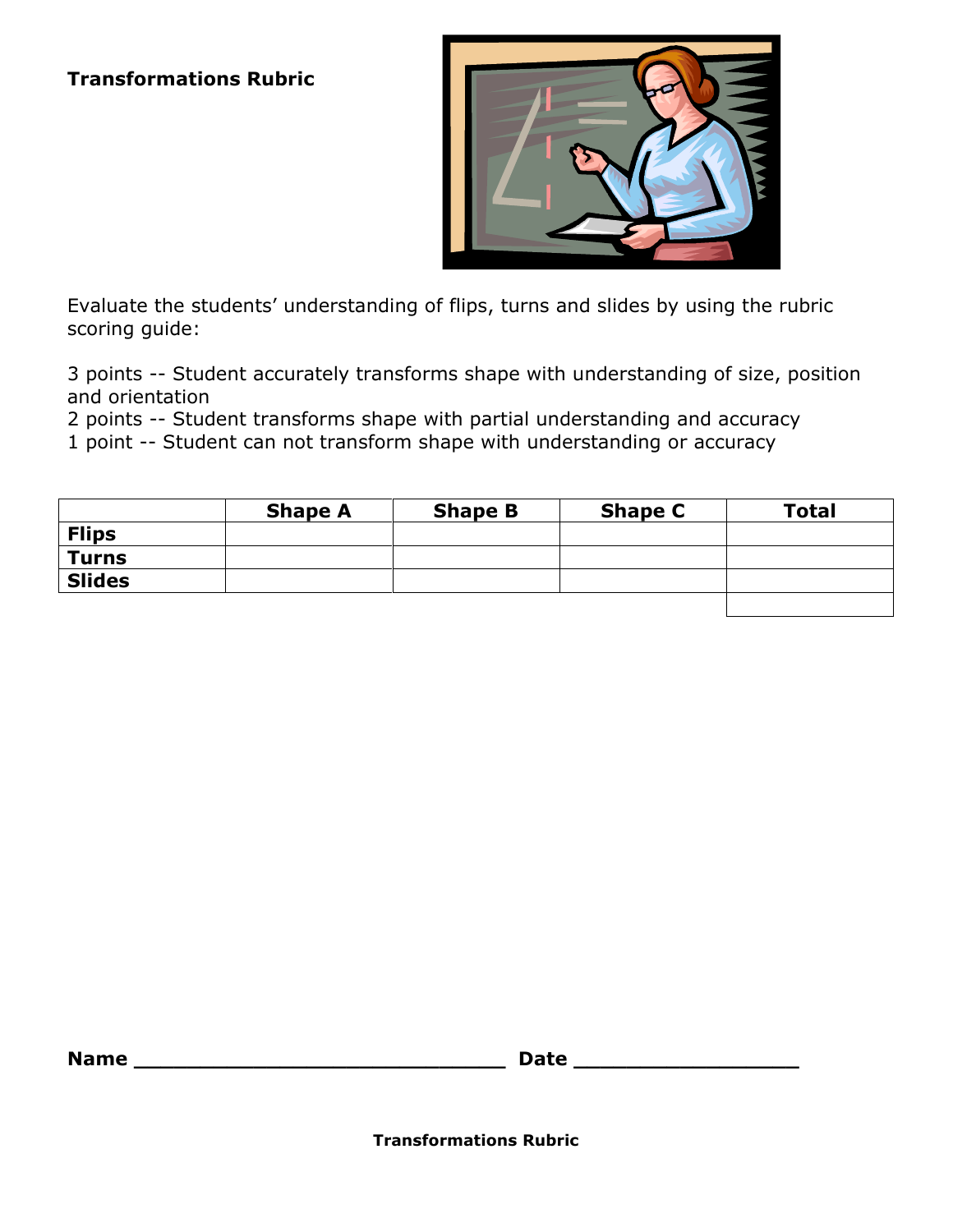**Transformations Rubric**

Evaluate the students' understanding of flips, turns and slides by using the rubric scoring guide:

3 points -- Student accurately transforms shape with understanding of size, position and orientation
2 points -- Student transforms shape with partial understanding and accuracy
1 point -- Student can not transform shape with understanding or accuracy

| | Shape A | Shape B | Shape C | Total |
|---|---|---|---|---|
| **Flips** | | | | |
| **Turns** | | | | |
| **Slides** | | | | |
| | | | | |

**Name** ______________________________ **Date** __________________

**Transformations Rubric**